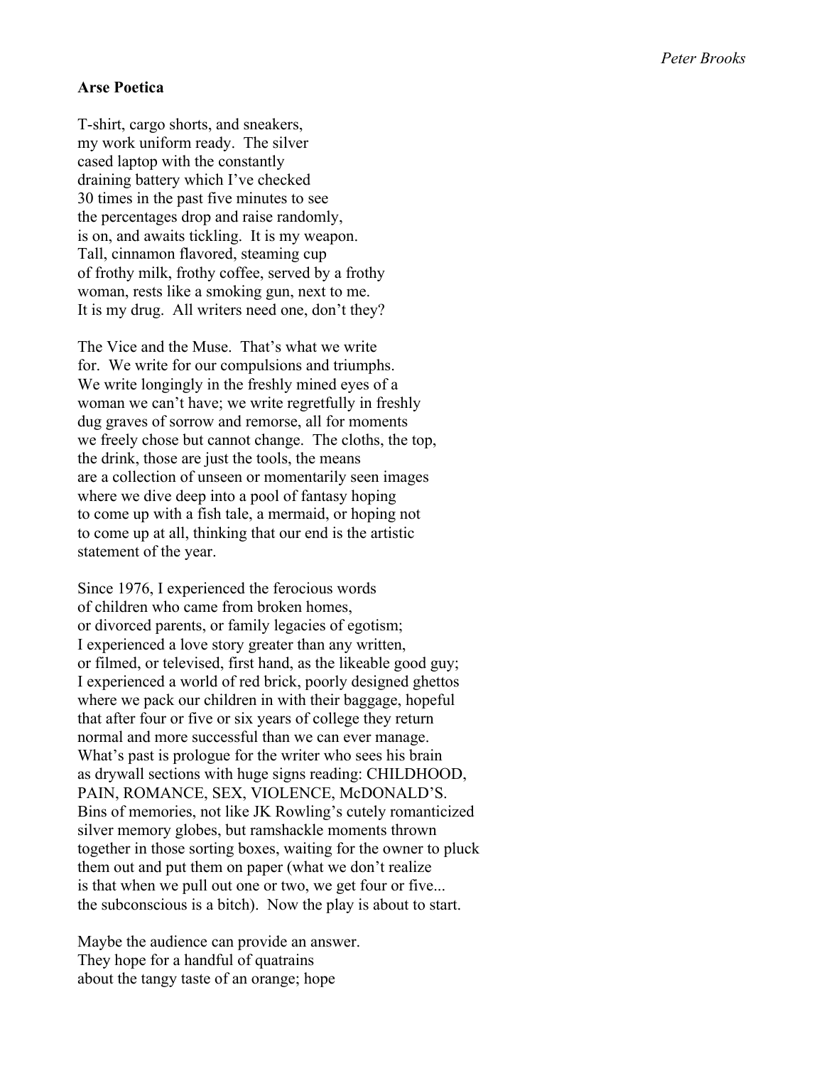*Peter Brooks*

**Arse Poetica**

T-shirt, cargo shorts, and sneakers,  
my work uniform ready. The silver  
cased laptop with the constantly  
draining battery which I've checked  
30 times in the past five minutes to see  
the percentages drop and raise randomly,  
is on, and awaits tickling. It is my weapon.  
Tall, cinnamon flavored, steaming cup  
of frothy milk, frothy coffee, served by a frothy  
woman, rests like a smoking gun, next to me.  
It is my drug. All writers need one, don't they?

The Vice and the Muse. That's what we write  
for. We write for our compulsions and triumphs.  
We write longingly in the freshly mined eyes of a  
woman we can't have; we write regretfully in freshly  
dug graves of sorrow and remorse, all for moments  
we freely chose but cannot change. The cloths, the top,  
the drink, those are just the tools, the means  
are a collection of unseen or momentarily seen images  
where we dive deep into a pool of fantasy hoping  
to come up with a fish tale, a mermaid, or hoping not  
to come up at all, thinking that our end is the artistic  
statement of the year.

Since 1976, I experienced the ferocious words  
of children who came from broken homes,  
or divorced parents, or family legacies of egotism;  
I experienced a love story greater than any written,  
or filmed, or televised, first hand, as the likeable good guy;  
I experienced a world of red brick, poorly designed ghettos  
where we pack our children in with their baggage, hopeful  
that after four or five or six years of college they return  
normal and more successful than we can ever manage.  
What's past is prologue for the writer who sees his brain  
as drywall sections with huge signs reading: CHILDHOOD,  
PAIN, ROMANCE, SEX, VIOLENCE, McDONALD'S.  
Bins of memories, not like JK Rowling's cutely romanticized  
silver memory globes, but ramshackle moments thrown  
together in those sorting boxes, waiting for the owner to pluck  
them out and put them on paper (what we don't realize  
is that when we pull out one or two, we get four or five...  
the subconscious is a bitch). Now the play is about to start.

Maybe the audience can provide an answer.  
They hope for a handful of quatrains  
about the tangy taste of an orange; hope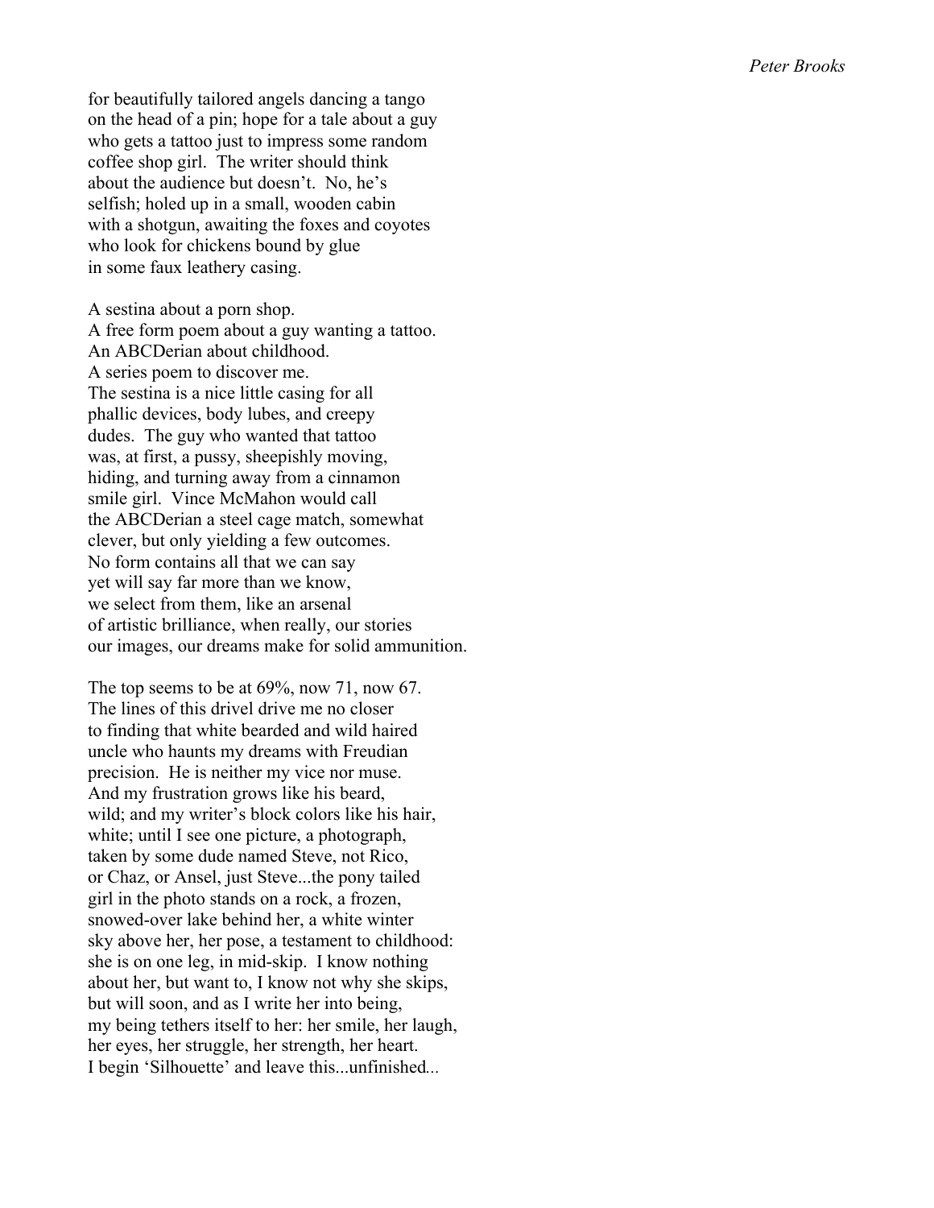for beautifully tailored angels dancing a tango
on the head of a pin; hope for a tale about a guy
who gets a tattoo just to impress some random
coffee shop girl. The writer should think
about the audience but doesn't. No, he's
selfish; holed up in a small, wooden cabin
with a shotgun, awaiting the foxes and coyotes
who look for chickens bound by glue
in some faux leathery casing.

A sestina about a porn shop.
A free form poem about a guy wanting a tattoo.
An ABCDerian about childhood.
A series poem to discover me.
The sestina is a nice little casing for all
phallic devices, body lubes, and creepy
dudes. The guy who wanted that tattoo
was, at first, a pussy, sheepishly moving,
hiding, and turning away from a cinnamon
smile girl. Vince McMahon would call
the ABCDerian a steel cage match, somewhat
clever, but only yielding a few outcomes.
No form contains all that we can say
yet will say far more than we know,
we select from them, like an arsenal
of artistic brilliance, when really, our stories
our images, our dreams make for solid ammunition.

The top seems to be at 69%, now 71, now 67.
The lines of this drivel drive me no closer
to finding that white bearded and wild haired
uncle who haunts my dreams with Freudian
precision. He is neither my vice nor muse.
And my frustration grows like his beard,
wild; and my writer's block colors like his hair,
white; until I see one picture, a photograph,
taken by some dude named Steve, not Rico,
or Chaz, or Ansel, just Steve...the pony tailed
girl in the photo stands on a rock, a frozen,
snowed-over lake behind her, a white winter
sky above her, her pose, a testament to childhood:
she is on one leg, in mid-skip. I know nothing
about her, but want to, I know not why she skips,
but will soon, and as I write her into being,
my being tethers itself to her: her smile, her laugh,
her eyes, her struggle, her strength, her heart.
I begin 'Silhouette' and leave this...unfinished*...*